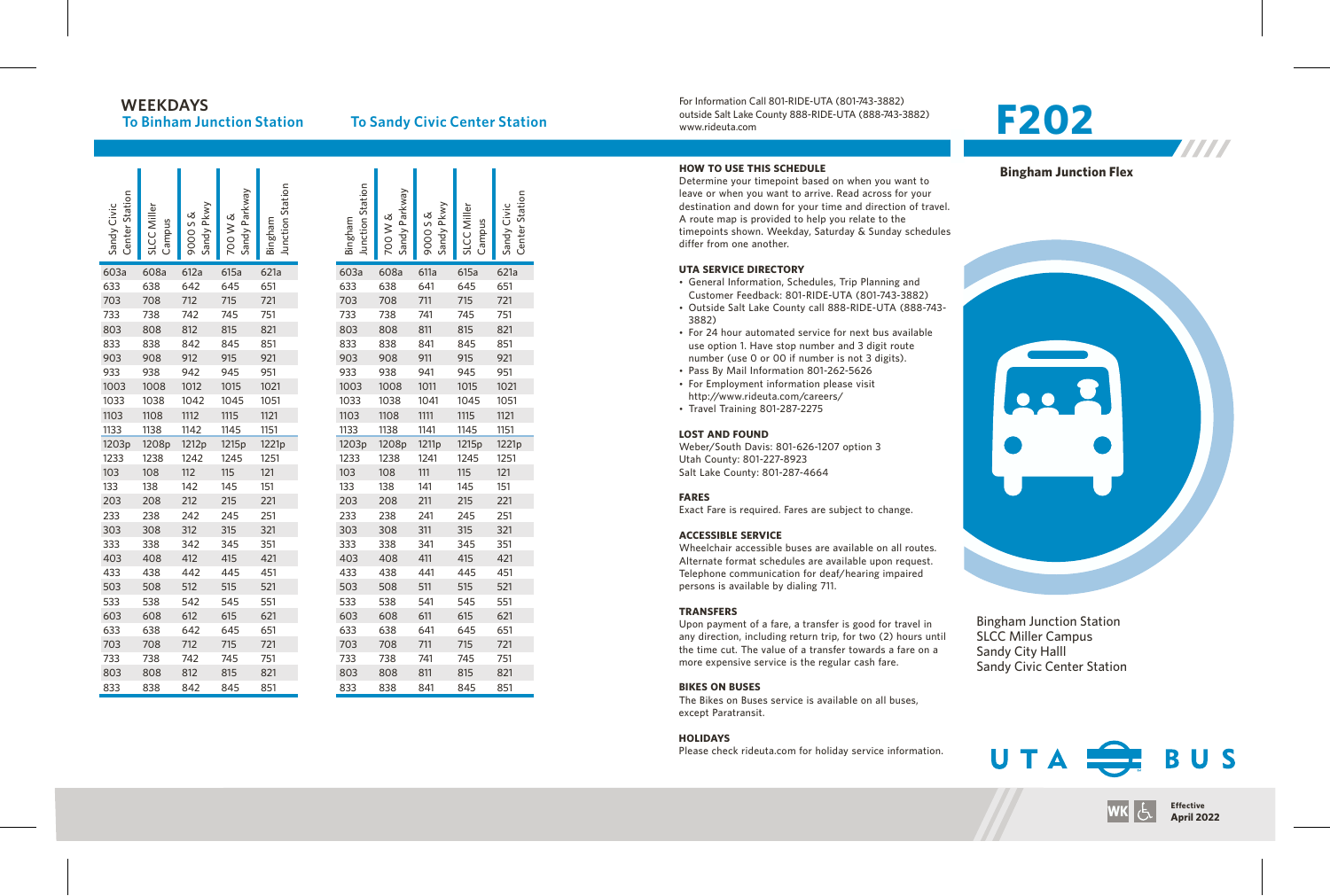# F202

## Bingham Junction Flex

Bingham Junction Station
SLCC Miller Campus
Sandy City Halll
Sandy Civic Center Station

For Information Call 801-RIDE-UTA (801-743-3882)
outside Salt Lake County 888-RIDE-UTA (888-743-3882)
www.rideuta.com

## WEEKDAYS

### To Binham Junction Station

| Sandy Civic Center Station | SLCC Miller Campus | 9000 S & Sandy Pkwy | 700 W & Sandy Parkway | Bingham Junction Station |
|---|---|---|---|---|
| 603a | 608a | 612a | 615a | 621a |
| 633 | 638 | 642 | 645 | 651 |
| 703 | 708 | 712 | 715 | 721 |
| 733 | 738 | 742 | 745 | 751 |
| 803 | 808 | 812 | 815 | 821 |
| 833 | 838 | 842 | 845 | 851 |
| 903 | 908 | 912 | 915 | 921 |
| 933 | 938 | 942 | 945 | 951 |
| 1003 | 1008 | 1012 | 1015 | 1021 |
| 1033 | 1038 | 1042 | 1045 | 1051 |
| 1103 | 1108 | 1112 | 1115 | 1121 |
| 1133 | 1138 | 1142 | 1145 | 1151 |
| 1203p | 1208p | 1212p | 1215p | 1221p |
| 1233 | 1238 | 1242 | 1245 | 1251 |
| 103 | 108 | 112 | 115 | 121 |
| 133 | 138 | 142 | 145 | 151 |
| 203 | 208 | 212 | 215 | 221 |
| 233 | 238 | 242 | 245 | 251 |
| 303 | 308 | 312 | 315 | 321 |
| 333 | 338 | 342 | 345 | 351 |
| 403 | 408 | 412 | 415 | 421 |
| 433 | 438 | 442 | 445 | 451 |
| 503 | 508 | 512 | 515 | 521 |
| 533 | 538 | 542 | 545 | 551 |
| 603 | 608 | 612 | 615 | 621 |
| 633 | 638 | 642 | 645 | 651 |
| 703 | 708 | 712 | 715 | 721 |
| 733 | 738 | 742 | 745 | 751 |
| 803 | 808 | 812 | 815 | 821 |
| 833 | 838 | 842 | 845 | 851 |

### To Sandy Civic Center Station

| Bingham Junction Station | 700 W & Sandy Parkway | 9000 S & Sandy Pkwy | SLCC Miller Campus | Sandy Civic Center Station |
|---|---|---|---|---|
| 603a | 608a | 611a | 615a | 621a |
| 633 | 638 | 641 | 645 | 651 |
| 703 | 708 | 711 | 715 | 721 |
| 733 | 738 | 741 | 745 | 751 |
| 803 | 808 | 811 | 815 | 821 |
| 833 | 838 | 841 | 845 | 851 |
| 903 | 908 | 911 | 915 | 921 |
| 933 | 938 | 941 | 945 | 951 |
| 1003 | 1008 | 1011 | 1015 | 1021 |
| 1033 | 1038 | 1041 | 1045 | 1051 |
| 1103 | 1108 | 1111 | 1115 | 1121 |
| 1133 | 1138 | 1141 | 1145 | 1151 |
| 1203p | 1208p | 1211p | 1215p | 1221p |
| 1233 | 1238 | 1241 | 1245 | 1251 |
| 103 | 108 | 111 | 115 | 121 |
| 133 | 138 | 141 | 145 | 151 |
| 203 | 208 | 211 | 215 | 221 |
| 233 | 238 | 241 | 245 | 251 |
| 303 | 308 | 311 | 315 | 321 |
| 333 | 338 | 341 | 345 | 351 |
| 403 | 408 | 411 | 415 | 421 |
| 433 | 438 | 441 | 445 | 451 |
| 503 | 508 | 511 | 515 | 521 |
| 533 | 538 | 541 | 545 | 551 |
| 603 | 608 | 611 | 615 | 621 |
| 633 | 638 | 641 | 645 | 651 |
| 703 | 708 | 711 | 715 | 721 |
| 733 | 738 | 741 | 745 | 751 |
| 803 | 808 | 811 | 815 | 821 |
| 833 | 838 | 841 | 845 | 851 |

### HOW TO USE THIS SCHEDULE

Determine your timepoint based on when you want to leave or when you want to arrive. Read across for your destination and down for your time and direction of travel. A route map is provided to help you relate to the timepoints shown. Weekday, Saturday & Sunday schedules differ from one another.

### UTA SERVICE DIRECTORY

- General Information, Schedules, Trip Planning and Customer Feedback: 801-RIDE-UTA (801-743-3882)
- Outside Salt Lake County call 888-RIDE-UTA (888-743-3882)
- For 24 hour automated service for next bus available use option 1. Have stop number and 3 digit route number (use 0 or 00 if number is not 3 digits).
- Pass By Mail Information 801-262-5626
- For Employment information please visit http://www.rideuta.com/careers/
- Travel Training 801-287-2275

### LOST AND FOUND

Weber/South Davis: 801-626-1207 option 3
Utah County: 801-227-8923
Salt Lake County: 801-287-4664

### FARES

Exact Fare is required. Fares are subject to change.

### ACCESSIBLE SERVICE

Wheelchair accessible buses are available on all routes. Alternate format schedules are available upon request. Telephone communication for deaf/hearing impaired persons is available by dialing 711.

### TRANSFERS

Upon payment of a fare, a transfer is good for travel in any direction, including return trip, for two (2) hours until the time cut. The value of a transfer towards a fare on a more expensive service is the regular cash fare.

### BIKES ON BUSES

The Bikes on Buses service is available on all buses, except Paratransit.

### HOLIDAYS

Please check rideuta.com for holiday service information.

UTA BUS

WK

**Effective April 2022**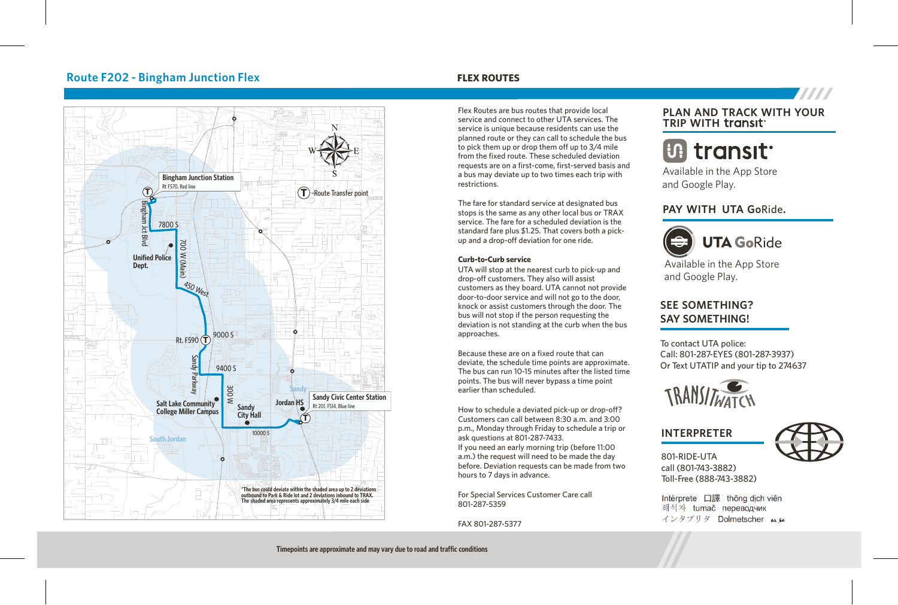## Route F202 - Bingham Junction Flex

Bingham Junction Station
Rt F570, Red line

Route Transfer point

Bingham Jct Blvd

7800 S

700 W (Main)

Unified Police Dept.

450 West

9000 S

Rt. F590

Sandy Parkway

9400 S

300 W

Salt Lake Community College Miller Campus

Sandy City Hall

Jordan HS

Sandy

Sandy Civic Center Station
Rt 201, F514, Blue line

10000 S

South Jordan

*The bus could deviate within the shaded area up to 2 deviations outbound to Park & Ride lot and 2 deviations inbound to TRAX. The shaded area represents approximately 3/4 mile each side

## FLEX ROUTES

Flex Routes are bus routes that provide local service and connect to other UTA services. The service is unique because residents can use the planned route or they can call to schedule the bus to pick them up or drop them off up to 3/4 mile from the fixed route. These scheduled deviation requests are on a first-come, first-served basis and a bus may deviate up to two times each trip with restrictions.

The fare for standard service at designated bus stops is the same as any other local bus or TRAX service. The fare for a scheduled deviation is the standard fare plus $1.25. That covers both a pick-up and a drop-off deviation for one ride.

**Curb-to-Curb service**
UTA will stop at the nearest curb to pick-up and drop-off customers. They also will assist customers as they board. UTA cannot not provide door-to-door service and will not go to the door, knock or assist customers through the door. The bus will not stop if the person requesting the deviation is not standing at the curb when the bus approaches.

Because these are on a fixed route that can deviate, the schedule time points are approximate. The bus can run 10-15 minutes after the listed time points. The bus will never bypass a time point earlier than scheduled.

How to schedule a deviated pick-up or drop-off? Customers can call between 8:30 a.m. and 3:00 p.m., Monday through Friday to schedule a trip or ask questions at 801-287-7433.
If you need an early morning trip (before 11:00 a.m.) the request will need to be made the day before. Deviation requests can be made from two hours to 7 days in advance.

For Special Services Customer Care call 801-287-5359

FAX 801-287-5377

## PLAN AND TRACK WITH YOUR TRIP WITH transit

transit

Available in the App Store and Google Play.

## PAY WITH UTA GoRide.

UTA GoRide

Available in the App Store and Google Play.

## SEE SOMETHING? SAY SOMETHING!

To contact UTA police:
Call: 801-287-EYES (801-287-3937)
Or Text UTATIP and your tip to 274637

TRANSITWATCH

## INTERPRETER

801-RIDE-UTA
call (801-743-3882)
Toll-Free (888-743-3882)

Intérprete 口譯 thông dịch viên
해석자 tumač переводчик
インタプリタ Dolmetscher

Timepoints are approximate and may vary due to road and traffic conditions